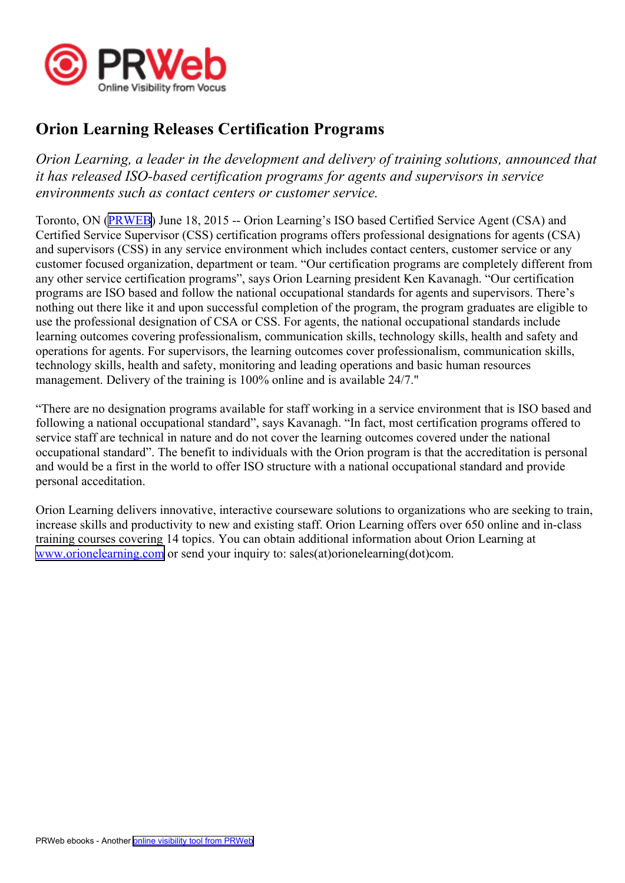# Orion Learning Releases Certification Programs

*Orion Learning, a leader in the development and delivery of training solutions, announced that it has released ISO-based certification programs for agents and supervisors in service environments such as contact centers or customer service.*

Toronto, ON (PRWEB) June 18, 2015 -- Orion Learning's ISO based Certified Service Agent (CSA) and Certified Service Supervisor (CSS) certification programs offers professional designations for agents (CSA) and supervisors (CSS) in any service environment which includes contact centers, customer service or any customer focused organization, department or team. "Our certification programs are completely different from any other service certification programs", says Orion Learning president Ken Kavanagh. "Our certification programs are ISO based and follow the national occupational standards for agents and supervisors. There's nothing out there like it and upon successful completion of the program, the program graduates are eligible to use the professional designation of CSA or CSS. For agents, the national occupational standards include learning outcomes covering professionalism, communication skills, technology skills, health and safety and operations for agents. For supervisors, the learning outcomes cover professionalism, communication skills, technology skills, health and safety, monitoring and leading operations and basic human resources management. Delivery of the training is 100% online and is available 24/7."

"There are no designation programs available for staff working in a service environment that is ISO based and following a national occupational standard", says Kavanagh. "In fact, most certification programs offered to service staff are technical in nature and do not cover the learning outcomes covered under the national occupational standard". The benefit to individuals with the Orion program is that the accreditation is personal and would be a first in the world to offer ISO structure with a national occupational standard and provide personal accreditation.

Orion Learning delivers innovative, interactive courseware solutions to organizations who are seeking to train, increase skills and productivity to new and existing staff. Orion Learning offers over 650 online and in-class training courses covering 14 topics. You can obtain additional information about Orion Learning at www.orionelearning.com or send your inquiry to: sales(at)orionelearning(dot)com.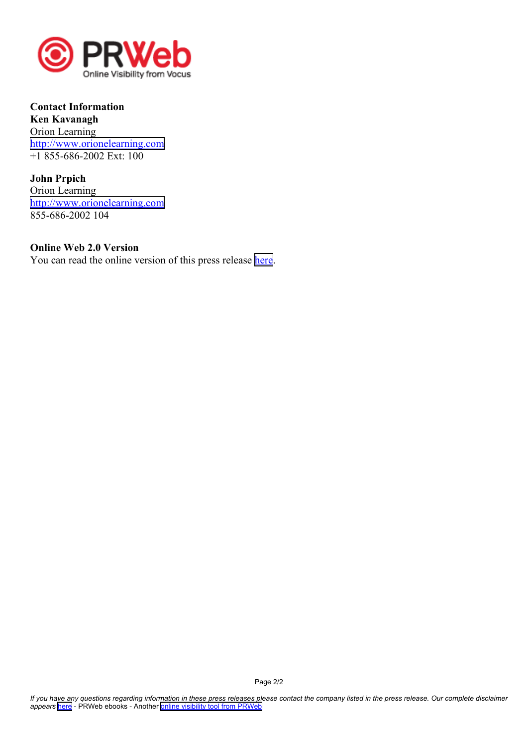**Contact Information**
**Ken Kavanagh**
Orion Learning
http://www.orionelearning.com
+1 855-686-2002 Ext: 100

**John Prpich**
Orion Learning
http://www.orionelearning.com
855-686-2002 104

**Online Web 2.0 Version**
You can read the online version of this press release here.

*If you have any questions regarding information in these press releases please contact the company listed in the press release. Our complete disclaimer appears* here - PRWeb ebooks - Another online visibility tool from PRWeb